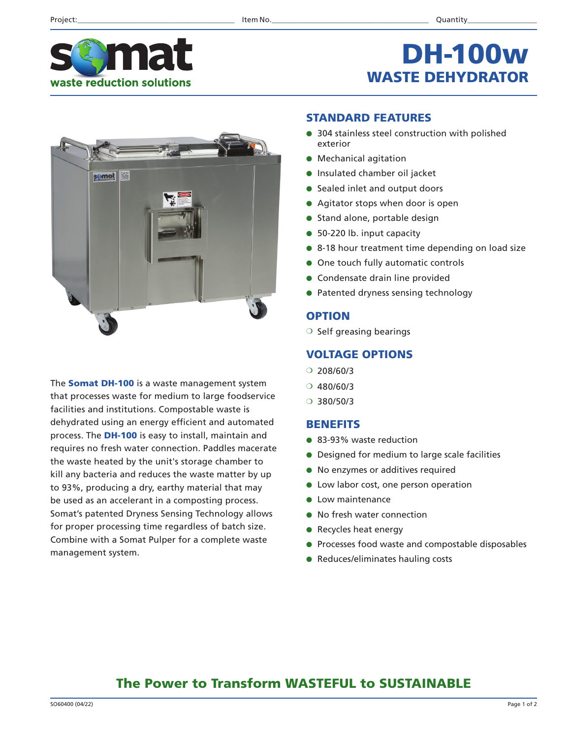Project:\_\_\_\_\_\_\_\_\_\_\_\_\_\_ Item No.\_\_\_\_\_\_\_\_\_\_\_\_\_\_ Quantity\_\_\_\_\_\_\_\_\_\_

somat
waste reduction solutions

# DH-100w
## WASTE DEHYDRATOR

The **Somat DH-100** is a waste management system that processes waste for medium to large foodservice facilities and institutions. Compostable waste is dehydrated using an energy efficient and automated process. The **DH-100** is easy to install, maintain and requires no fresh water connection. Paddles macerate the waste heated by the unit's storage chamber to kill any bacteria and reduces the waste matter by up to 93%, producing a dry, earthy material that may be used as an accelerant in a composting process. Somat's patented Dryness Sensing Technology allows for proper processing time regardless of batch size. Combine with a Somat Pulper for a complete waste management system.

### STANDARD FEATURES

- 304 stainless steel construction with polished exterior
- Mechanical agitation
- Insulated chamber oil jacket
- Sealed inlet and output doors
- Agitator stops when door is open
- Stand alone, portable design
- 50-220 lb. input capacity
- 8-18 hour treatment time depending on load size
- One touch fully automatic controls
- Condensate drain line provided
- Patented dryness sensing technology

### OPTION

- ❍ Self greasing bearings

### VOLTAGE OPTIONS

- ❍ 208/60/3
- ❍ 480/60/3
- ❍ 380/50/3

### BENEFITS

- 83-93% waste reduction
- Designed for medium to large scale facilities
- No enzymes or additives required
- Low labor cost, one person operation
- Low maintenance
- No fresh water connection
- Recycles heat energy
- Processes food waste and compostable disposables
- Reduces/eliminates hauling costs

## The Power to Transform WASTEFUL to SUSTAINABLE

SO60400 (04/22)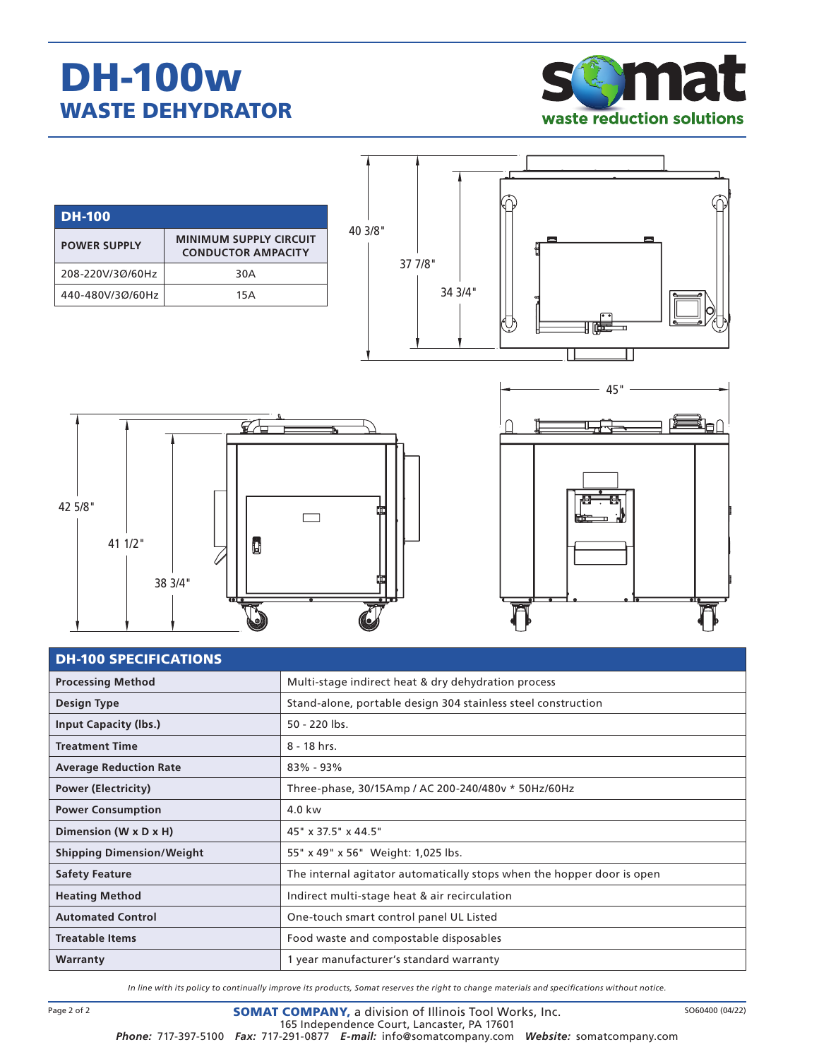# DH-100w
## WASTE DEHYDRATOR

somat
waste reduction solutions

| DH-100 | |
|---|---|
| POWER SUPPLY | MINIMUM SUPPLY CIRCUIT CONDUCTOR AMPACITY |
| 208-220V/3Ø/60Hz | 30A |
| 440-480V/3Ø/60Hz | 15A |

40 3/8"
37 7/8"
34 3/4"
42 5/8"
41 1/2"
38 3/4"
45"

| DH-100 SPECIFICATIONS | |
|---|---|
| **Processing Method** | Multi-stage indirect heat & dry dehydration process |
| **Design Type** | Stand-alone, portable design 304 stainless steel construction |
| **Input Capacity (lbs.)** | 50 - 220 lbs. |
| **Treatment Time** | 8 - 18 hrs. |
| **Average Reduction Rate** | 83% - 93% |
| **Power (Electricity)** | Three-phase, 30/15Amp / AC 200-240/480v * 50Hz/60Hz |
| **Power Consumption** | 4.0 kw |
| **Dimension (W x D x H)** | 45" x 37.5" x 44.5" |
| **Shipping Dimension/Weight** | 55" x 49" x 56" Weight: 1,025 lbs. |
| **Safety Feature** | The internal agitator automatically stops when the hopper door is open |
| **Heating Method** | Indirect multi-stage heat & air recirculation |
| **Automated Control** | One-touch smart control panel UL Listed |
| **Treatable Items** | Food waste and compostable disposables |
| **Warranty** | 1 year manufacturer's standard warranty |

*In line with its policy to continually improve its products, Somat reserves the right to change materials and specifications without notice.*

**SOMAT COMPANY,** a division of Illinois Tool Works, Inc.
165 Independence Court, Lancaster, PA 17601
***Phone:*** 717-397-5100 ***Fax:*** 717-291-0877 ***E-mail:*** info@somatcompany.com ***Website:*** somatcompany.com

SO60400 (04/22)